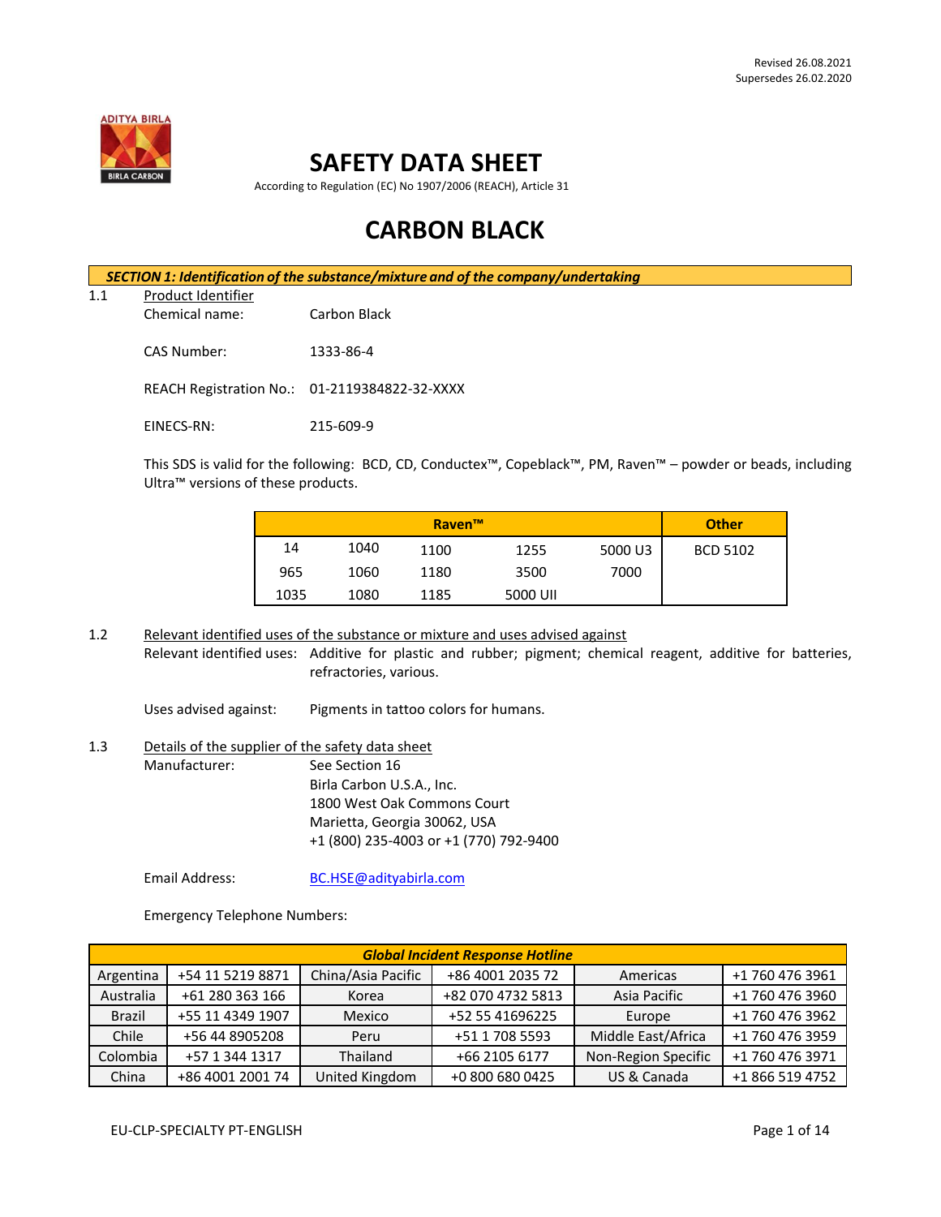Revised 26.08.2021
Supersedes 26.02.2020

# SAFETY DATA SHEET

According to Regulation (EC) No 1907/2006 (REACH), Article 31

# CARBON BLACK

## SECTION 1: Identification of the substance/mixture and of the company/undertaking

1.1 Product Identifier

Chemical name: Carbon Black

CAS Number: 1333-86-4

REACH Registration No.: 01-2119384822-32-XXXX

EINECS-RN: 215-609-9

This SDS is valid for the following: BCD, CD, Conductex™, Copeblack™, PM, Raven™ – powder or beads, including Ultra™ versions of these products.

| Raven™ | | | | | Other |
|---|---|---|---|---|---|
| 14 | 1040 | 1100 | 1255 | 5000 U3 | BCD 5102 |
| 965 | 1060 | 1180 | 3500 | 7000 | |
| 1035 | 1080 | 1185 | 5000 UII | | |

1.2 Relevant identified uses of the substance or mixture and uses advised against

Relevant identified uses: Additive for plastic and rubber; pigment; chemical reagent, additive for batteries, refractories, various.

Uses advised against: Pigments in tattoo colors for humans.

1.3 Details of the supplier of the safety data sheet

Manufacturer: See Section 16
Birla Carbon U.S.A., Inc.
1800 West Oak Commons Court
Marietta, Georgia 30062, USA
+1 (800) 235-4003 or +1 (770) 792-9400

Email Address: BC.HSE@adityabirla.com

Emergency Telephone Numbers:

| Global Incident Response Hotline | | | | | |
|---|---|---|---|---|---|
| Argentina | +54 11 5219 8871 | China/Asia Pacific | +86 4001 2035 72 | Americas | +1 760 476 3961 |
| Australia | +61 280 363 166 | Korea | +82 070 4732 5813 | Asia Pacific | +1 760 476 3960 |
| Brazil | +55 11 4349 1907 | Mexico | +52 55 41696225 | Europe | +1 760 476 3962 |
| Chile | +56 44 8905208 | Peru | +51 1 708 5593 | Middle East/Africa | +1 760 476 3959 |
| Colombia | +57 1 344 1317 | Thailand | +66 2105 6177 | Non-Region Specific | +1 760 476 3971 |
| China | +86 4001 2001 74 | United Kingdom | +0 800 680 0425 | US & Canada | +1 866 519 4752 |

EU-CLP-SPECIALTY PT-ENGLISH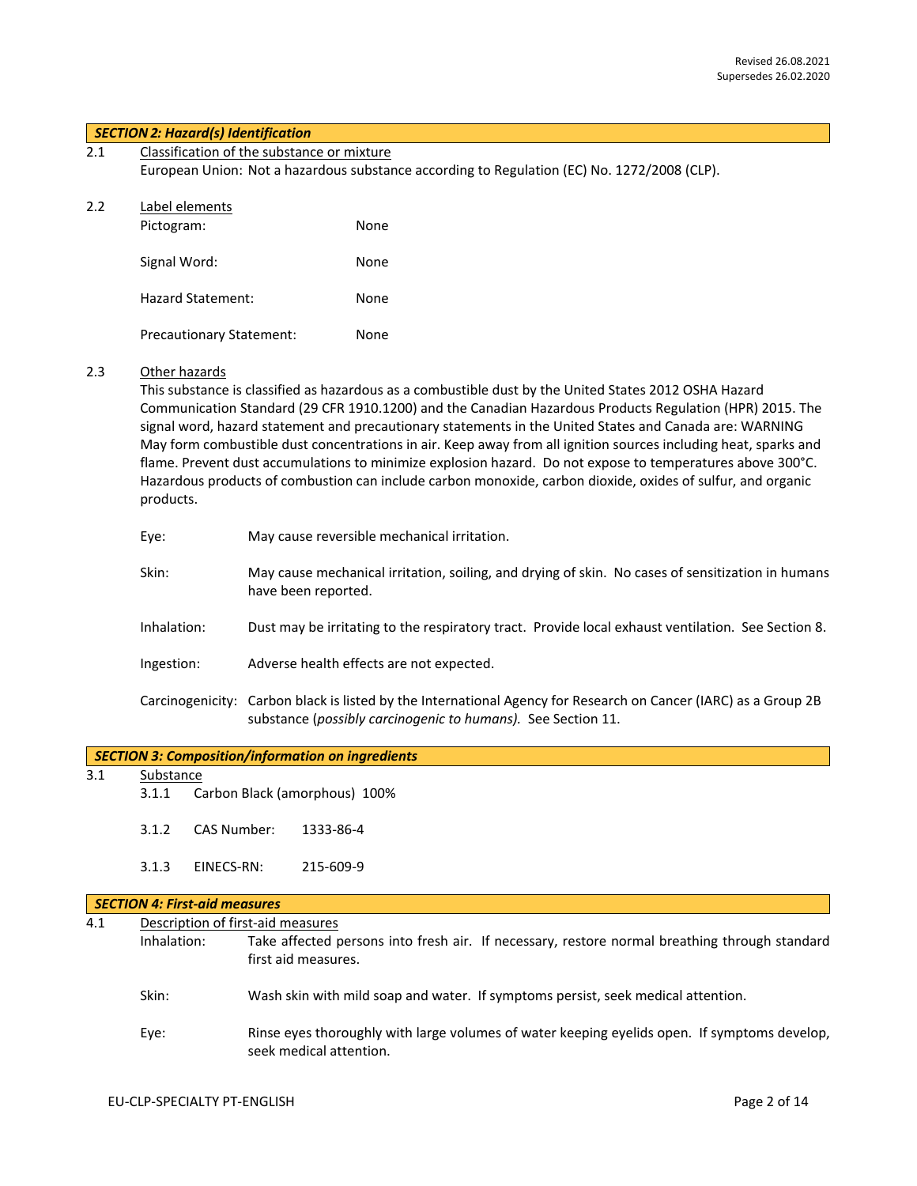Revised 26.08.2021
Supersedes 26.02.2020

## *SECTION 2: Hazard(s) Identification*

2.1 Classification of the substance or mixture

European Union: Not a hazardous substance according to Regulation (EC) No. 1272/2008 (CLP).

2.2 Label elements

| | |
|---|---|
| Pictogram: | None |
| Signal Word: | None |
| Hazard Statement: | None |
| Precautionary Statement: | None |

2.3 Other hazards

This substance is classified as hazardous as a combustible dust by the United States 2012 OSHA Hazard Communication Standard (29 CFR 1910.1200) and the Canadian Hazardous Products Regulation (HPR) 2015. The signal word, hazard statement and precautionary statements in the United States and Canada are: WARNING May form combustible dust concentrations in air. Keep away from all ignition sources including heat, sparks and flame. Prevent dust accumulations to minimize explosion hazard. Do not expose to temperatures above 300°C. Hazardous products of combustion can include carbon monoxide, carbon dioxide, oxides of sulfur, and organic products.

| | |
|---|---|
| Eye: | May cause reversible mechanical irritation. |
| Skin: | May cause mechanical irritation, soiling, and drying of skin. No cases of sensitization in humans have been reported. |
| Inhalation: | Dust may be irritating to the respiratory tract. Provide local exhaust ventilation. See Section 8. |
| Ingestion: | Adverse health effects are not expected. |
| Carcinogenicity: | Carbon black is listed by the International Agency for Research on Cancer (IARC) as a Group 2B substance (*possibly carcinogenic to humans).* See Section 11. |

## *SECTION 3: Composition/information on ingredients*

3.1 Substance

3.1.1 Carbon Black (amorphous) 100%

3.1.2 CAS Number: 1333-86-4

3.1.3 EINECS-RN: 215-609-9

## *SECTION 4: First-aid measures*

4.1 Description of first-aid measures

| | |
|---|---|
| Inhalation: | Take affected persons into fresh air. If necessary, restore normal breathing through standard first aid measures. |
| Skin: | Wash skin with mild soap and water. If symptoms persist, seek medical attention. |
| Eye: | Rinse eyes thoroughly with large volumes of water keeping eyelids open. If symptoms develop, seek medical attention. |

EU-CLP-SPECIALTY PT-ENGLISH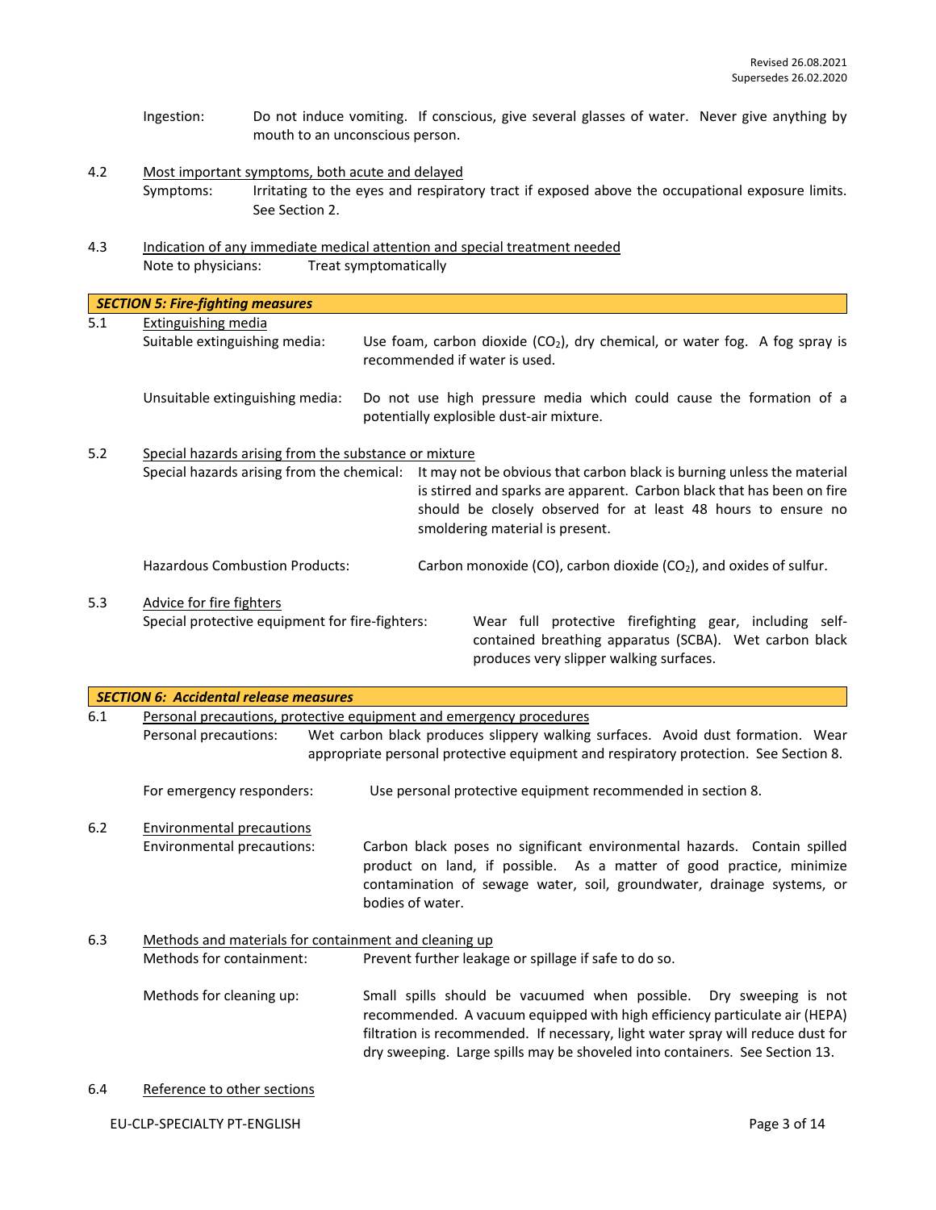Ingestion: Do not induce vomiting. If conscious, give several glasses of water. Never give anything by mouth to an unconscious person.

4.2 Most important symptoms, both acute and delayed

Symptoms: Irritating to the eyes and respiratory tract if exposed above the occupational exposure limits. See Section 2.

4.3 Indication of any immediate medical attention and special treatment needed

Note to physicians: Treat symptomatically

## *SECTION 5: Fire-fighting measures*

5.1 Extinguishing media

Suitable extinguishing media: Use foam, carbon dioxide ($CO_2$), dry chemical, or water fog. A fog spray is recommended if water is used.

Unsuitable extinguishing media: Do not use high pressure media which could cause the formation of a potentially explosible dust-air mixture.

5.2 Special hazards arising from the substance or mixture

Special hazards arising from the chemical: It may not be obvious that carbon black is burning unless the material is stirred and sparks are apparent. Carbon black that has been on fire should be closely observed for at least 48 hours to ensure no smoldering material is present.

Hazardous Combustion Products: Carbon monoxide (CO), carbon dioxide ($CO_2$), and oxides of sulfur.

5.3 Advice for fire fighters

Special protective equipment for fire-fighters: Wear full protective firefighting gear, including self-contained breathing apparatus (SCBA). Wet carbon black produces very slipper walking surfaces.

## *SECTION 6: Accidental release measures*

6.1 Personal precautions, protective equipment and emergency procedures

Personal precautions: Wet carbon black produces slippery walking surfaces. Avoid dust formation. Wear appropriate personal protective equipment and respiratory protection. See Section 8.

For emergency responders: Use personal protective equipment recommended in section 8.

6.2 Environmental precautions

Environmental precautions: Carbon black poses no significant environmental hazards. Contain spilled product on land, if possible. As a matter of good practice, minimize contamination of sewage water, soil, groundwater, drainage systems, or bodies of water.

6.3 Methods and materials for containment and cleaning up

Methods for containment: Prevent further leakage or spillage if safe to do so.

Methods for cleaning up: Small spills should be vacuumed when possible. Dry sweeping is not recommended. A vacuum equipped with high efficiency particulate air (HEPA) filtration is recommended. If necessary, light water spray will reduce dust for dry sweeping. Large spills may be shoveled into containers. See Section 13.

6.4 Reference to other sections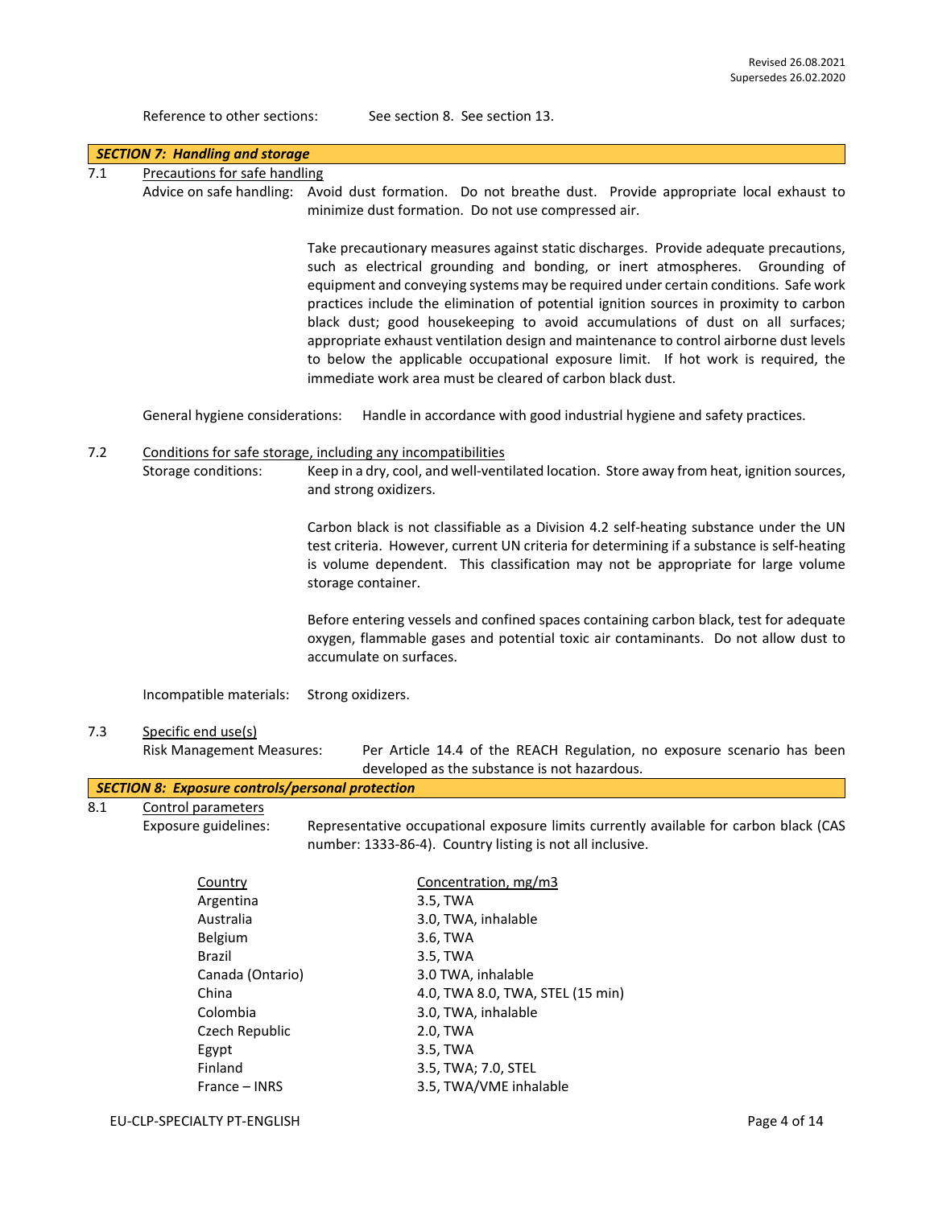Reference to other sections: See section 8. See section 13.

## SECTION 7: Handling and storage

7.1 Precautions for safe handling

Advice on safe handling: Avoid dust formation. Do not breathe dust. Provide appropriate local exhaust to minimize dust formation. Do not use compressed air.

Take precautionary measures against static discharges. Provide adequate precautions, such as electrical grounding and bonding, or inert atmospheres. Grounding of equipment and conveying systems may be required under certain conditions. Safe work practices include the elimination of potential ignition sources in proximity to carbon black dust; good housekeeping to avoid accumulations of dust on all surfaces; appropriate exhaust ventilation design and maintenance to control airborne dust levels to below the applicable occupational exposure limit. If hot work is required, the immediate work area must be cleared of carbon black dust.

General hygiene considerations: Handle in accordance with good industrial hygiene and safety practices.

7.2 Conditions for safe storage, including any incompatibilities

Storage conditions: Keep in a dry, cool, and well-ventilated location. Store away from heat, ignition sources, and strong oxidizers.

Carbon black is not classifiable as a Division 4.2 self-heating substance under the UN test criteria. However, current UN criteria for determining if a substance is self-heating is volume dependent. This classification may not be appropriate for large volume storage container.

Before entering vessels and confined spaces containing carbon black, test for adequate oxygen, flammable gases and potential toxic air contaminants. Do not allow dust to accumulate on surfaces.

Incompatible materials: Strong oxidizers.

7.3 Specific end use(s)

Risk Management Measures: Per Article 14.4 of the REACH Regulation, no exposure scenario has been developed as the substance is not hazardous.

## SECTION 8: Exposure controls/personal protection

8.1 Control parameters

Exposure guidelines: Representative occupational exposure limits currently available for carbon black (CAS number: 1333-86-4). Country listing is not all inclusive.

| Country | Concentration, mg/m3 |
|---|---|
| Argentina | 3.5, TWA |
| Australia | 3.0, TWA, inhalable |
| Belgium | 3.6, TWA |
| Brazil | 3.5, TWA |
| Canada (Ontario) | 3.0 TWA, inhalable |
| China | 4.0, TWA 8.0, TWA, STEL (15 min) |
| Colombia | 3.0, TWA, inhalable |
| Czech Republic | 2.0, TWA |
| Egypt | 3.5, TWA |
| Finland | 3.5, TWA; 7.0, STEL |
| France – INRS | 3.5, TWA/VME inhalable |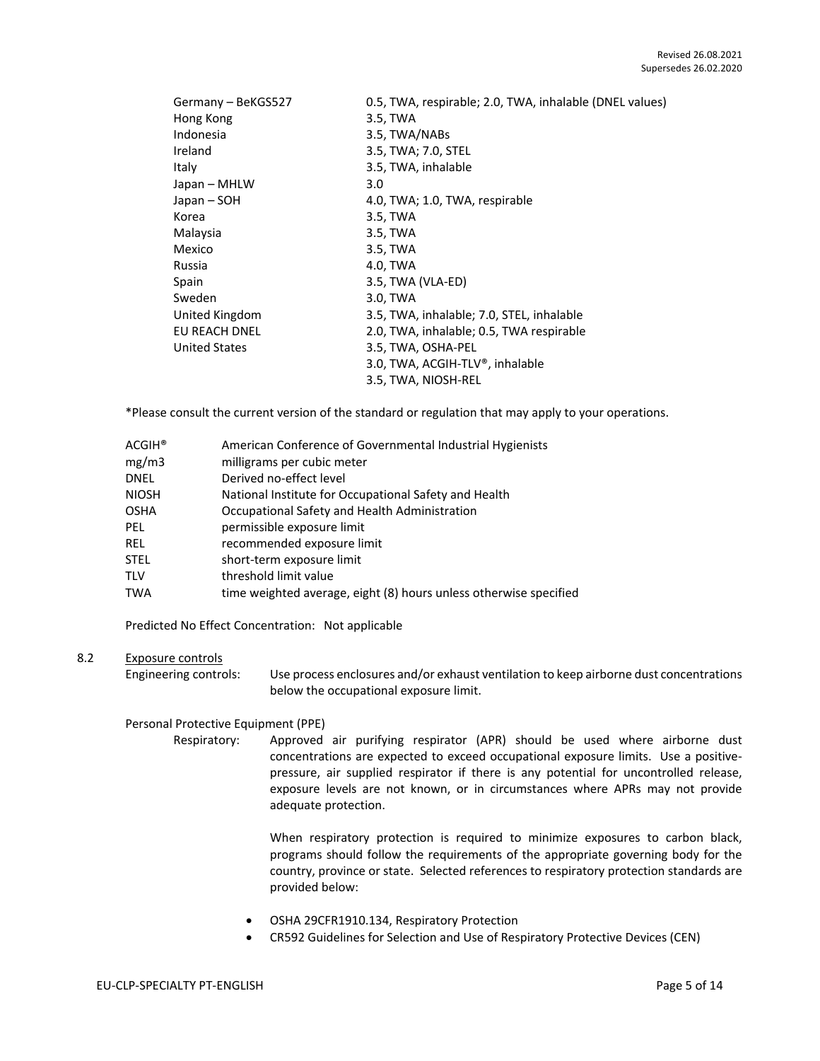| | |
|---|---|
| Germany – BeKGS527 | 0.5, TWA, respirable; 2.0, TWA, inhalable (DNEL values) |
| Hong Kong | 3.5, TWA |
| Indonesia | 3.5, TWA/NABs |
| Ireland | 3.5, TWA; 7.0, STEL |
| Italy | 3.5, TWA, inhalable |
| Japan – MHLW | 3.0 |
| Japan – SOH | 4.0, TWA; 1.0, TWA, respirable |
| Korea | 3.5, TWA |
| Malaysia | 3.5, TWA |
| Mexico | 3.5, TWA |
| Russia | 4.0, TWA |
| Spain | 3.5, TWA (VLA-ED) |
| Sweden | 3.0, TWA |
| United Kingdom | 3.5, TWA, inhalable; 7.0, STEL, inhalable |
| EU REACH DNEL | 2.0, TWA, inhalable; 0.5, TWA respirable |
| United States | 3.5, TWA, OSHA-PEL |
| | 3.0, TWA, ACGIH-TLV®, inhalable |
| | 3.5, TWA, NIOSH-REL |

*Please consult the current version of the standard or regulation that may apply to your operations.

| | |
|---|---|
| ACGIH® | American Conference of Governmental Industrial Hygienists |
| mg/m3 | milligrams per cubic meter |
| DNEL | Derived no-effect level |
| NIOSH | National Institute for Occupational Safety and Health |
| OSHA | Occupational Safety and Health Administration |
| PEL | permissible exposure limit |
| REL | recommended exposure limit |
| STEL | short-term exposure limit |
| TLV | threshold limit value |
| TWA | time weighted average, eight (8) hours unless otherwise specified |

Predicted No Effect Concentration: Not applicable

8.2 Exposure controls

Engineering controls: Use process enclosures and/or exhaust ventilation to keep airborne dust concentrations below the occupational exposure limit.

Personal Protective Equipment (PPE)

Respiratory: Approved air purifying respirator (APR) should be used where airborne dust concentrations are expected to exceed occupational exposure limits. Use a positive-pressure, air supplied respirator if there is any potential for uncontrolled release, exposure levels are not known, or in circumstances where APRs may not provide adequate protection.

When respiratory protection is required to minimize exposures to carbon black, programs should follow the requirements of the appropriate governing body for the country, province or state. Selected references to respiratory protection standards are provided below:

- OSHA 29CFR1910.134, Respiratory Protection
- CR592 Guidelines for Selection and Use of Respiratory Protective Devices (CEN)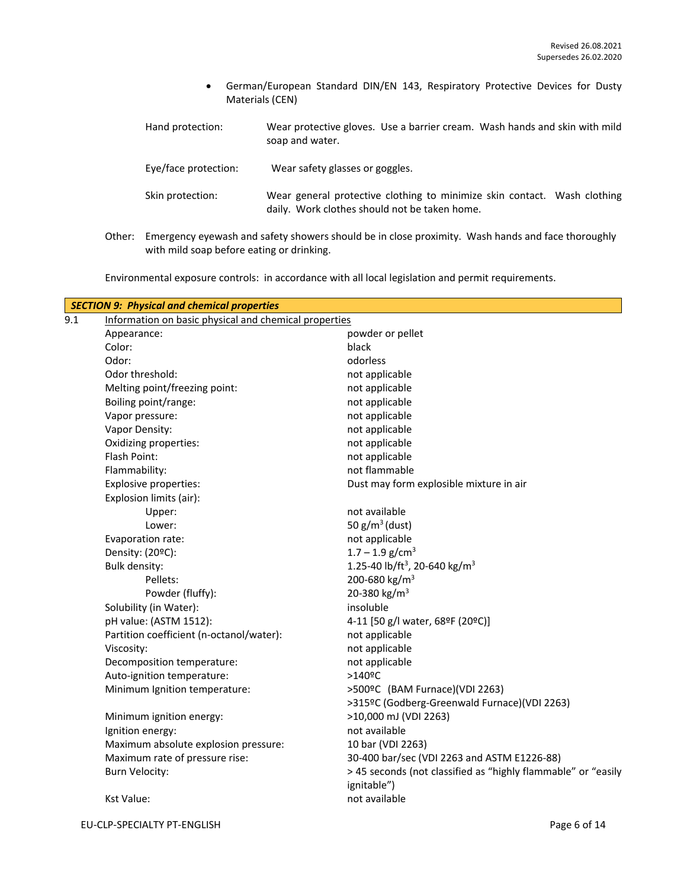- German/European Standard DIN/EN 143, Respiratory Protective Devices for Dusty Materials (CEN)

Hand protection: Wear protective gloves. Use a barrier cream. Wash hands and skin with mild soap and water.

Eye/face protection: Wear safety glasses or goggles.

Skin protection: Wear general protective clothing to minimize skin contact. Wash clothing daily. Work clothes should not be taken home.

Other: Emergency eyewash and safety showers should be in close proximity. Wash hands and face thoroughly with mild soap before eating or drinking.

Environmental exposure controls: in accordance with all local legislation and permit requirements.

## *SECTION 9: Physical and chemical properties*

9.1 Information on basic physical and chemical properties

| Property | Value |
|---|---|
| Appearance: | powder or pellet |
| Color: | black |
| Odor: | odorless |
| Odor threshold: | not applicable |
| Melting point/freezing point: | not applicable |
| Boiling point/range: | not applicable |
| Vapor pressure: | not applicable |
| Vapor Density: | not applicable |
| Oxidizing properties: | not applicable |
| Flash Point: | not applicable |
| Flammability: | not flammable |
| Explosive properties: | Dust may form explosible mixture in air |
| Explosion limits (air): | |
| Upper: | not available |
| Lower: | 50 g/m$^3$ (dust) |
| Evaporation rate: | not applicable |
| Density: (20ºC): | 1.7 – 1.9 g/cm$^3$ |
| Bulk density: | 1.25-40 lb/ft$^3$, 20-640 kg/m$^3$ |
| Pellets: | 200-680 kg/m$^3$ |
| Powder (fluffy): | 20-380 kg/m$^3$ |
| Solubility (in Water): | insoluble |
| pH value: (ASTM 1512): | 4-11 [50 g/l water, 68ºF (20ºC)] |
| Partition coefficient (n-octanol/water): | not applicable |
| Viscosity: | not applicable |
| Decomposition temperature: | not applicable |
| Auto-ignition temperature: | >140ºC |
| Minimum Ignition temperature: | >500ºC (BAM Furnace)(VDI 2263) >315ºC (Godberg-Greenwald Furnace)(VDI 2263) |
| Minimum ignition energy: | >10,000 mJ (VDI 2263) |
| Ignition energy: | not available |
| Maximum absolute explosion pressure: | 10 bar (VDI 2263) |
| Maximum rate of pressure rise: | 30-400 bar/sec (VDI 2263 and ASTM E1226-88) |
| Burn Velocity: | > 45 seconds (not classified as "highly flammable" or "easily ignitable") |
| Kst Value: | not available |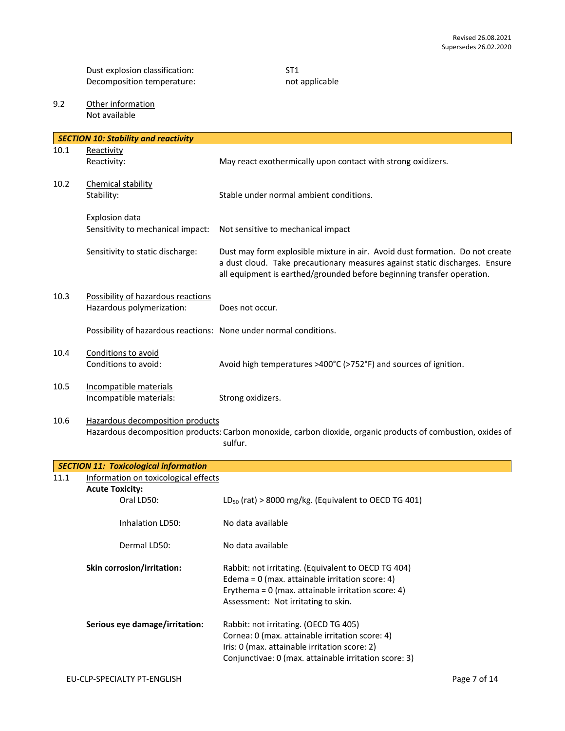Dust explosion classification: ST1
Decomposition temperature: not applicable

9.2 Other information
Not available

## SECTION 10: Stability and reactivity

**10.1 Reactivity**

Reactivity: May react exothermically upon contact with strong oxidizers.

**10.2 Chemical stability**

Stability: Stable under normal ambient conditions.

Explosion data

Sensitivity to mechanical impact: Not sensitive to mechanical impact

Sensitivity to static discharge: Dust may form explosible mixture in air. Avoid dust formation. Do not create a dust cloud. Take precautionary measures against static discharges. Ensure all equipment is earthed/grounded before beginning transfer operation.

**10.3 Possibility of hazardous reactions**

Hazardous polymerization: Does not occur.

Possibility of hazardous reactions: None under normal conditions.

**10.4 Conditions to avoid**

Conditions to avoid: Avoid high temperatures >400°C (>752°F) and sources of ignition.

**10.5 Incompatible materials**

Incompatible materials: Strong oxidizers.

**10.6 Hazardous decomposition products**

Hazardous decomposition products: Carbon monoxide, carbon dioxide, organic products of combustion, oxides of sulfur.

## SECTION 11: Toxicological information

**11.1 Information on toxicological effects**

**Acute Toxicity:**

Oral LD50: $LD_{50}$ (rat) > 8000 mg/kg. (Equivalent to OECD TG 401)

Inhalation LD50: No data available

Dermal LD50: No data available

**Skin corrosion/irritation:** Rabbit: not irritating. (Equivalent to OECD TG 404)
Edema = 0 (max. attainable irritation score: 4)
Erythema = 0 (max. attainable irritation score: 4)
Assessment: Not irritating to skin.

**Serious eye damage/irritation:** Rabbit: not irritating. (OECD TG 405)
Cornea: 0 (max. attainable irritation score: 4)
Iris: 0 (max. attainable irritation score: 2)
Conjunctivae: 0 (max. attainable irritation score: 3)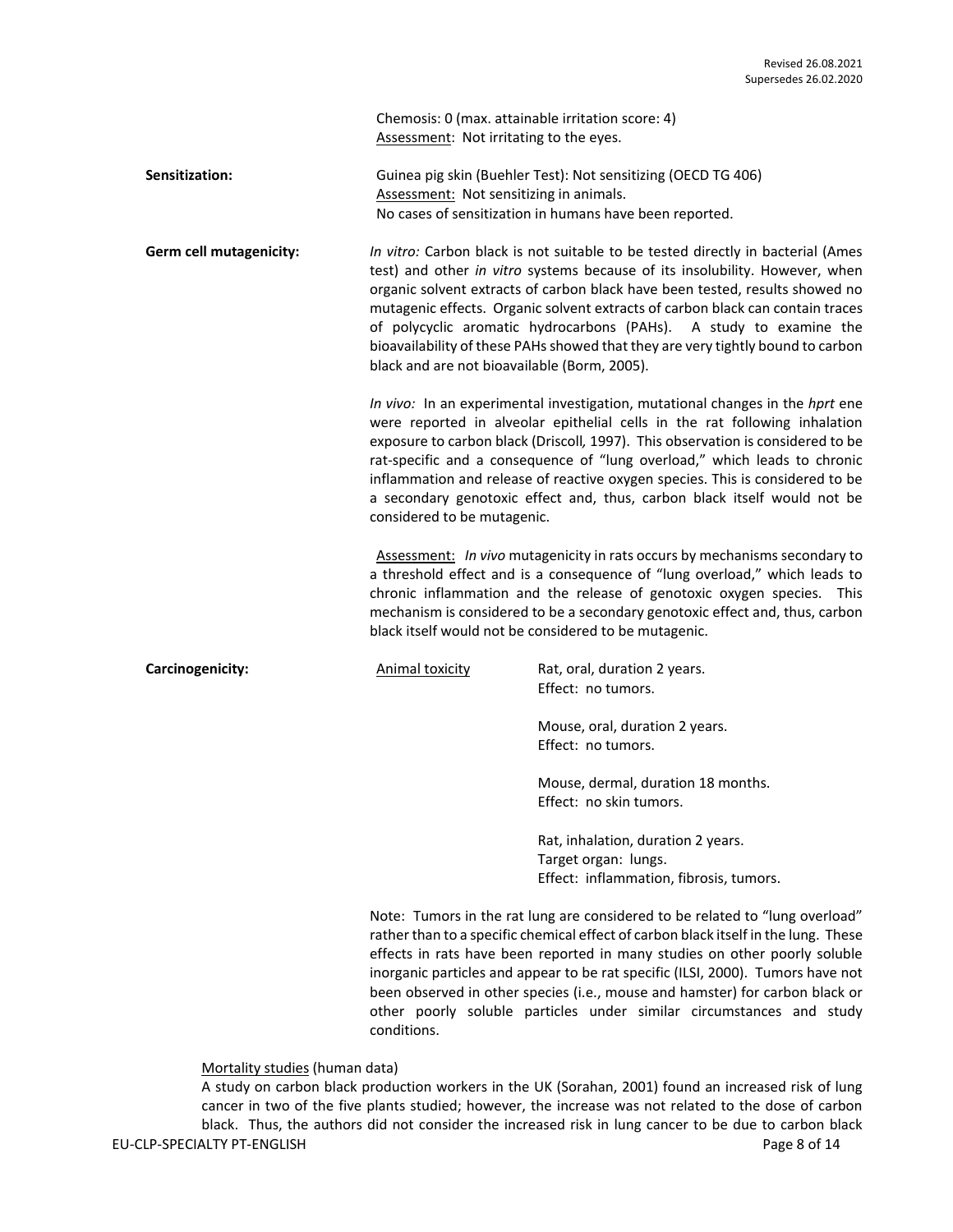Chemosis: 0 (max. attainable irritation score: 4)
Assessment: Not irritating to the eyes.

**Sensitization:**

Guinea pig skin (Buehler Test): Not sensitizing (OECD TG 406)
Assessment: Not sensitizing in animals.
No cases of sensitization in humans have been reported.

**Germ cell mutagenicity:**

*In vitro:* Carbon black is not suitable to be tested directly in bacterial (Ames test) and other *in vitro* systems because of its insolubility. However, when organic solvent extracts of carbon black have been tested, results showed no mutagenic effects. Organic solvent extracts of carbon black can contain traces of polycyclic aromatic hydrocarbons (PAHs). A study to examine the bioavailability of these PAHs showed that they are very tightly bound to carbon black and are not bioavailable (Borm, 2005).

*In vivo:* In an experimental investigation, mutational changes in the *hprt* ene were reported in alveolar epithelial cells in the rat following inhalation exposure to carbon black (Driscoll, 1997). This observation is considered to be rat-specific and a consequence of "lung overload," which leads to chronic inflammation and release of reactive oxygen species. This is considered to be a secondary genotoxic effect and, thus, carbon black itself would not be considered to be mutagenic.

Assessment: *In vivo* mutagenicity in rats occurs by mechanisms secondary to a threshold effect and is a consequence of "lung overload," which leads to chronic inflammation and the release of genotoxic oxygen species. This mechanism is considered to be a secondary genotoxic effect and, thus, carbon black itself would not be considered to be mutagenic.

**Carcinogenicity:**

Animal toxicity

Rat, oral, duration 2 years.
Effect: no tumors.

Mouse, oral, duration 2 years.
Effect: no tumors.

Mouse, dermal, duration 18 months.
Effect: no skin tumors.

Rat, inhalation, duration 2 years.
Target organ: lungs.
Effect: inflammation, fibrosis, tumors.

Note: Tumors in the rat lung are considered to be related to "lung overload" rather than to a specific chemical effect of carbon black itself in the lung. These effects in rats have been reported in many studies on other poorly soluble inorganic particles and appear to be rat specific (ILSI, 2000). Tumors have not been observed in other species (i.e., mouse and hamster) for carbon black or other poorly soluble particles under similar circumstances and study conditions.

Mortality studies (human data)

A study on carbon black production workers in the UK (Sorahan, 2001) found an increased risk of lung cancer in two of the five plants studied; however, the increase was not related to the dose of carbon black. Thus, the authors did not consider the increased risk in lung cancer to be due to carbon black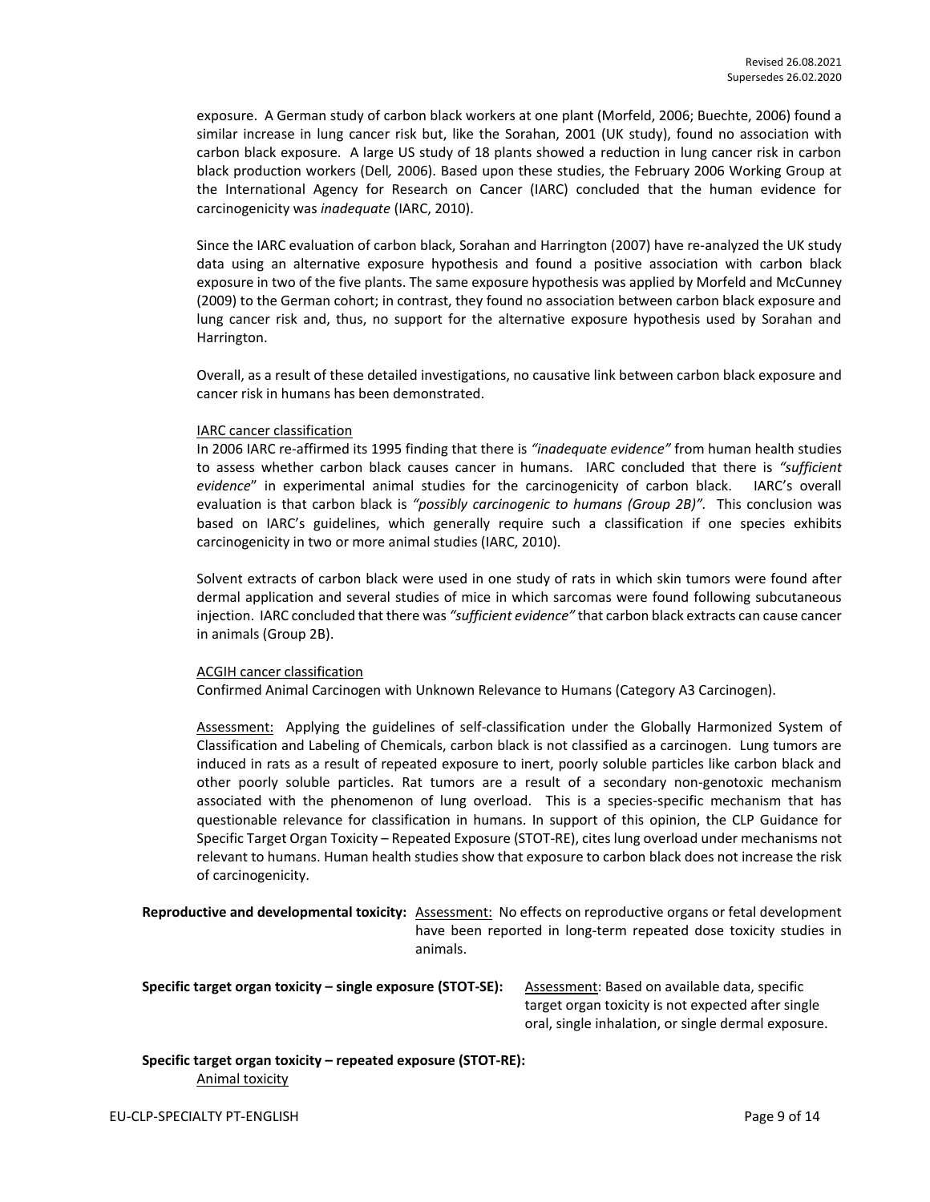exposure. A German study of carbon black workers at one plant (Morfeld, 2006; Buechte, 2006) found a similar increase in lung cancer risk but, like the Sorahan, 2001 (UK study), found no association with carbon black exposure. A large US study of 18 plants showed a reduction in lung cancer risk in carbon black production workers (Dell*,* 2006). Based upon these studies, the February 2006 Working Group at the International Agency for Research on Cancer (IARC) concluded that the human evidence for carcinogenicity was *inadequate* (IARC, 2010).

Since the IARC evaluation of carbon black, Sorahan and Harrington (2007) have re-analyzed the UK study data using an alternative exposure hypothesis and found a positive association with carbon black exposure in two of the five plants. The same exposure hypothesis was applied by Morfeld and McCunney (2009) to the German cohort; in contrast, they found no association between carbon black exposure and lung cancer risk and, thus, no support for the alternative exposure hypothesis used by Sorahan and Harrington.

Overall, as a result of these detailed investigations, no causative link between carbon black exposure and cancer risk in humans has been demonstrated.

IARC cancer classification

In 2006 IARC re-affirmed its 1995 finding that there is *"inadequate evidence"* from human health studies to assess whether carbon black causes cancer in humans. IARC concluded that there is *"sufficient evidence*" in experimental animal studies for the carcinogenicity of carbon black. IARC's overall evaluation is that carbon black is *"possibly carcinogenic to humans (Group 2B)"*. This conclusion was based on IARC's guidelines, which generally require such a classification if one species exhibits carcinogenicity in two or more animal studies (IARC, 2010).

Solvent extracts of carbon black were used in one study of rats in which skin tumors were found after dermal application and several studies of mice in which sarcomas were found following subcutaneous injection. IARC concluded that there was *"sufficient evidence"* that carbon black extracts can cause cancer in animals (Group 2B).

ACGIH cancer classification

Confirmed Animal Carcinogen with Unknown Relevance to Humans (Category A3 Carcinogen).

Assessment: Applying the guidelines of self-classification under the Globally Harmonized System of Classification and Labeling of Chemicals, carbon black is not classified as a carcinogen. Lung tumors are induced in rats as a result of repeated exposure to inert, poorly soluble particles like carbon black and other poorly soluble particles. Rat tumors are a result of a secondary non-genotoxic mechanism associated with the phenomenon of lung overload. This is a species-specific mechanism that has questionable relevance for classification in humans. In support of this opinion, the CLP Guidance for Specific Target Organ Toxicity – Repeated Exposure (STOT-RE), cites lung overload under mechanisms not relevant to humans. Human health studies show that exposure to carbon black does not increase the risk of carcinogenicity.

**Reproductive and developmental toxicity:** Assessment: No effects on reproductive organs or fetal development have been reported in long-term repeated dose toxicity studies in animals.

**Specific target organ toxicity – single exposure (STOT-SE):** Assessment: Based on available data, specific target organ toxicity is not expected after single oral, single inhalation, or single dermal exposure.

**Specific target organ toxicity – repeated exposure (STOT-RE):**

Animal toxicity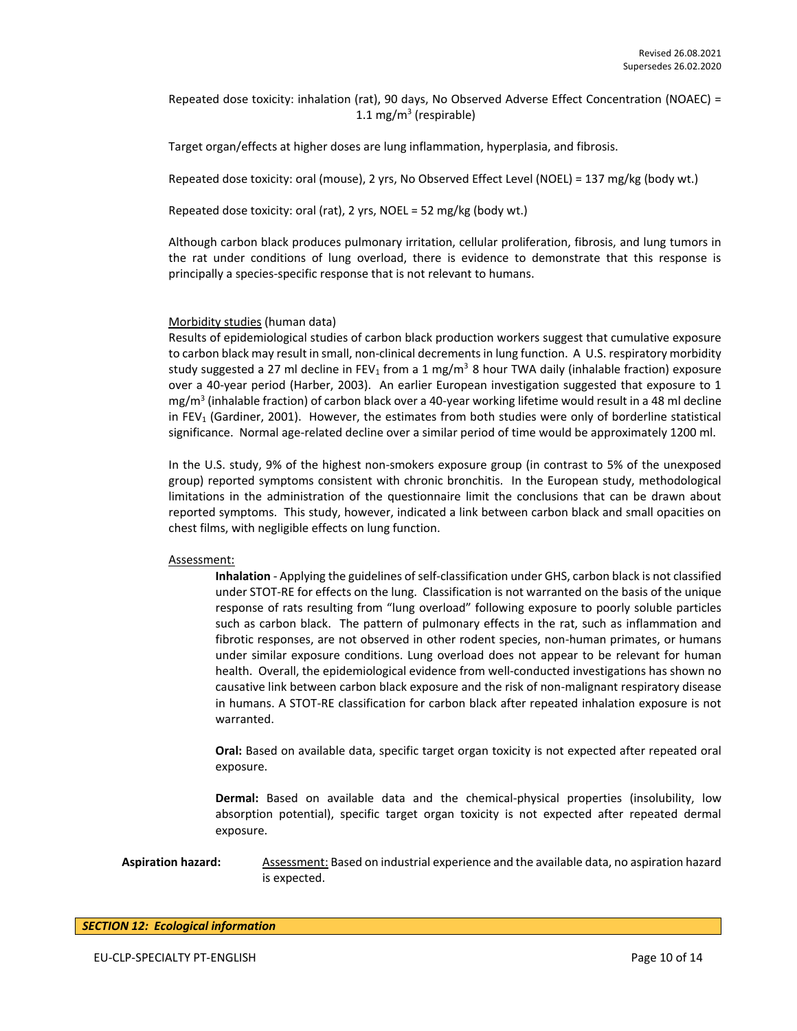Repeated dose toxicity: inhalation (rat), 90 days, No Observed Adverse Effect Concentration (NOAEC) = 1.1 mg/m$^3$ (respirable)

Target organ/effects at higher doses are lung inflammation, hyperplasia, and fibrosis.

Repeated dose toxicity: oral (mouse), 2 yrs, No Observed Effect Level (NOEL) = 137 mg/kg (body wt.)

Repeated dose toxicity: oral (rat), 2 yrs, NOEL = 52 mg/kg (body wt.)

Although carbon black produces pulmonary irritation, cellular proliferation, fibrosis, and lung tumors in the rat under conditions of lung overload, there is evidence to demonstrate that this response is principally a species-specific response that is not relevant to humans.

Morbidity studies (human data)
Results of epidemiological studies of carbon black production workers suggest that cumulative exposure to carbon black may result in small, non-clinical decrements in lung function. A U.S. respiratory morbidity study suggested a 27 ml decline in $FEV_1$ from a 1 mg/m$^3$ 8 hour TWA daily (inhalable fraction) exposure over a 40-year period (Harber, 2003). An earlier European investigation suggested that exposure to 1 mg/m$^3$ (inhalable fraction) of carbon black over a 40-year working lifetime would result in a 48 ml decline in $FEV_1$ (Gardiner, 2001). However, the estimates from both studies were only of borderline statistical significance. Normal age-related decline over a similar period of time would be approximately 1200 ml.

In the U.S. study, 9% of the highest non-smokers exposure group (in contrast to 5% of the unexposed group) reported symptoms consistent with chronic bronchitis. In the European study, methodological limitations in the administration of the questionnaire limit the conclusions that can be drawn about reported symptoms. This study, however, indicated a link between carbon black and small opacities on chest films, with negligible effects on lung function.

Assessment:

**Inhalation** - Applying the guidelines of self-classification under GHS, carbon black is not classified under STOT-RE for effects on the lung. Classification is not warranted on the basis of the unique response of rats resulting from "lung overload" following exposure to poorly soluble particles such as carbon black. The pattern of pulmonary effects in the rat, such as inflammation and fibrotic responses, are not observed in other rodent species, non-human primates, or humans under similar exposure conditions. Lung overload does not appear to be relevant for human health. Overall, the epidemiological evidence from well-conducted investigations has shown no causative link between carbon black exposure and the risk of non-malignant respiratory disease in humans. A STOT-RE classification for carbon black after repeated inhalation exposure is not warranted.

**Oral:** Based on available data, specific target organ toxicity is not expected after repeated oral exposure.

**Dermal:** Based on available data and the chemical-physical properties (insolubility, low absorption potential), specific target organ toxicity is not expected after repeated dermal exposure.

**Aspiration hazard:** Assessment: Based on industrial experience and the available data, no aspiration hazard is expected.

## *SECTION 12: Ecological information*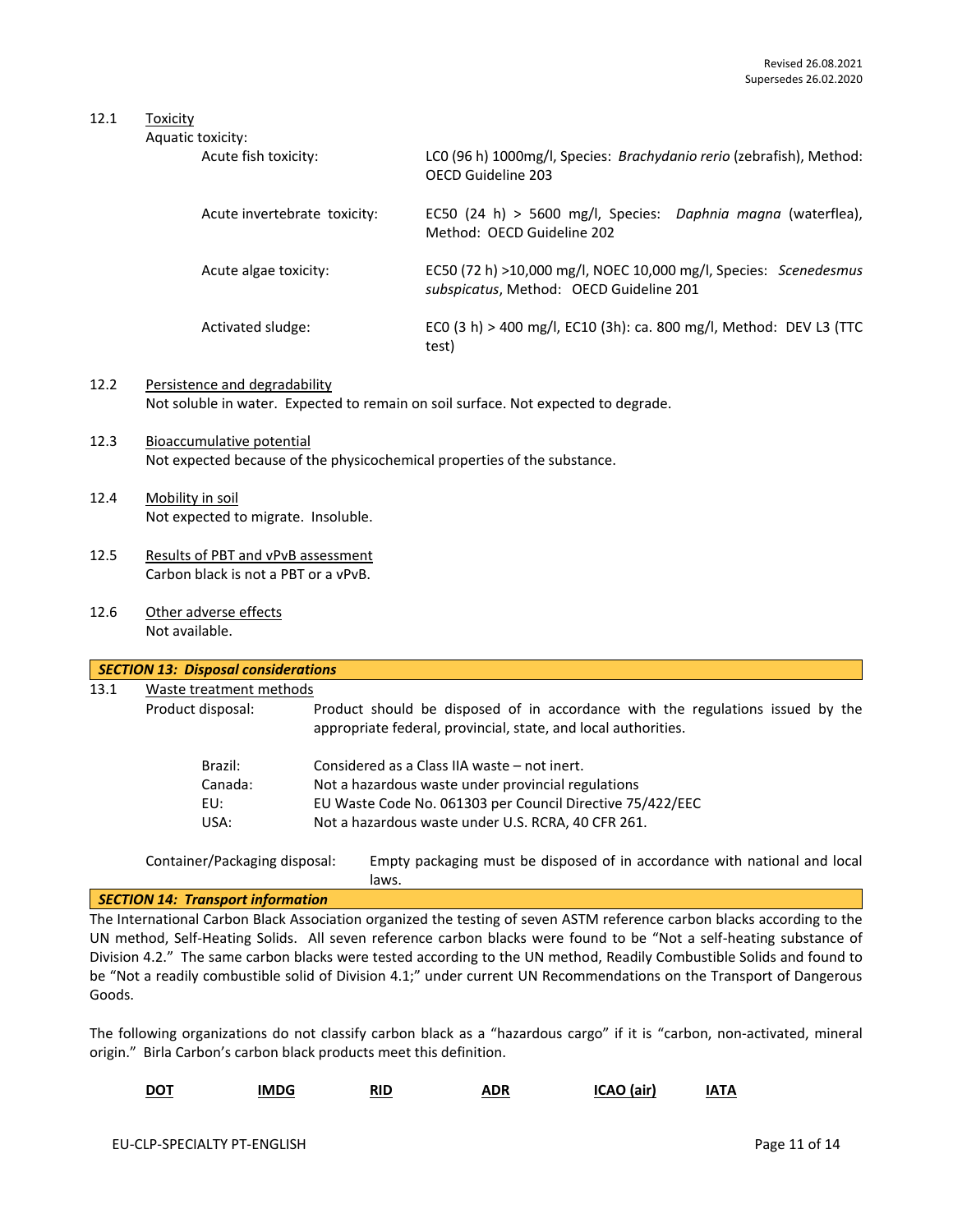12.1 Toxicity

Aquatic toxicity:

| | |
|---|---|
| Acute fish toxicity: | LC0 (96 h) 1000mg/l, Species: *Brachydanio rerio* (zebrafish), Method: OECD Guideline 203 |
| Acute invertebrate toxicity: | EC50 (24 h) > 5600 mg/l, Species: *Daphnia magna* (waterflea), Method: OECD Guideline 202 |
| Acute algae toxicity: | EC50 (72 h) >10,000 mg/l, NOEC 10,000 mg/l, Species: *Scenedesmus subspicatus*, Method: OECD Guideline 201 |
| Activated sludge: | EC0 (3 h) > 400 mg/l, EC10 (3h): ca. 800 mg/l, Method: DEV L3 (TTC test) |

12.2 Persistence and degradability

Not soluble in water. Expected to remain on soil surface. Not expected to degrade.

12.3 Bioaccumulative potential

Not expected because of the physicochemical properties of the substance.

12.4 Mobility in soil

Not expected to migrate. Insoluble.

12.5 Results of PBT and vPvB assessment

Carbon black is not a PBT or a vPvB.

12.6 Other adverse effects

Not available.

## SECTION 13: Disposal considerations

13.1 Waste treatment methods

Product disposal: Product should be disposed of in accordance with the regulations issued by the appropriate federal, provincial, state, and local authorities.

| | |
|---|---|
| Brazil: | Considered as a Class IIA waste – not inert. |
| Canada: | Not a hazardous waste under provincial regulations |
| EU: | EU Waste Code No. 061303 per Council Directive 75/422/EEC |
| USA: | Not a hazardous waste under U.S. RCRA, 40 CFR 261. |

Container/Packaging disposal: Empty packaging must be disposed of in accordance with national and local laws.

## SECTION 14: Transport information

The International Carbon Black Association organized the testing of seven ASTM reference carbon blacks according to the UN method, Self-Heating Solids. All seven reference carbon blacks were found to be "Not a self-heating substance of Division 4.2." The same carbon blacks were tested according to the UN method, Readily Combustible Solids and found to be "Not a readily combustible solid of Division 4.1;" under current UN Recommendations on the Transport of Dangerous Goods.

The following organizations do not classify carbon black as a "hazardous cargo" if it is "carbon, non-activated, mineral origin." Birla Carbon's carbon black products meet this definition.

| DOT | IMDG | RID | ADR | ICAO (air) | IATA |
|---|---|---|---|---|---|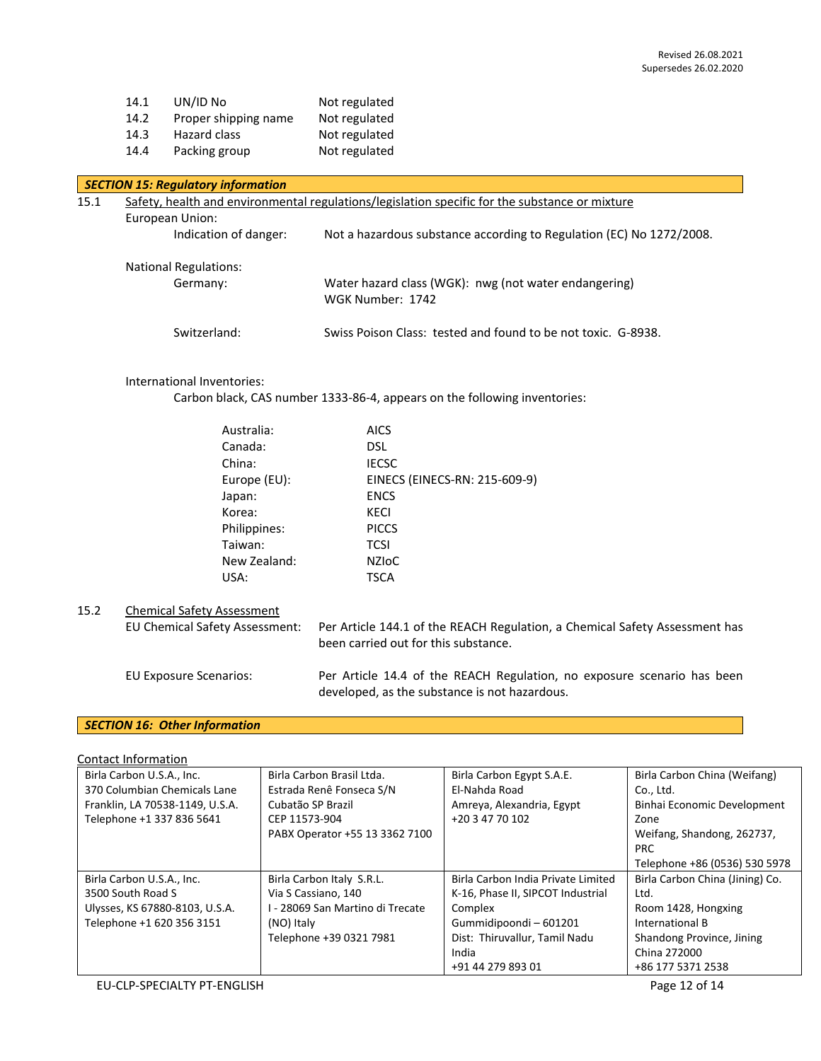| | | |
|---|---|---|
| 14.1 | UN/ID No | Not regulated |
| 14.2 | Proper shipping name | Not regulated |
| 14.3 | Hazard class | Not regulated |
| 14.4 | Packing group | Not regulated |

## *SECTION 15: Regulatory information*

15.1 Safety, health and environmental regulations/legislation specific for the substance or mixture

European Union:

Indication of danger: Not a hazardous substance according to Regulation (EC) No 1272/2008.

National Regulations:

Germany: Water hazard class (WGK): nwg (not water endangering)
WGK Number: 1742

Switzerland: Swiss Poison Class: tested and found to be not toxic. G-8938.

International Inventories:

Carbon black, CAS number 1333-86-4, appears on the following inventories:

| | |
|---|---|
| Australia: | AICS |
| Canada: | DSL |
| China: | IECSC |
| Europe (EU): | EINECS (EINECS-RN: 215-609-9) |
| Japan: | ENCS |
| Korea: | KECI |
| Philippines: | PICCS |
| Taiwan: | TCSI |
| New Zealand: | NZIoC |
| USA: | TSCA |

15.2 Chemical Safety Assessment

EU Chemical Safety Assessment: Per Article 144.1 of the REACH Regulation, a Chemical Safety Assessment has been carried out for this substance.

EU Exposure Scenarios: Per Article 14.4 of the REACH Regulation, no exposure scenario has been developed, as the substance is not hazardous.

## *SECTION 16: Other Information*

Contact Information

| | | | |
|---|---|---|---|
| Birla Carbon U.S.A., Inc.<br>370 Columbian Chemicals Lane<br>Franklin, LA 70538-1149, U.S.A.<br>Telephone +1 337 836 5641 | Birla Carbon Brasil Ltda.<br>Estrada Renê Fonseca S/N<br>Cubatão SP Brazil<br>CEP 11573-904<br>PABX Operator +55 13 3362 7100 | Birla Carbon Egypt S.A.E.<br>El-Nahda Road<br>Amreya, Alexandria, Egypt<br>+20 3 47 70 102 | Birla Carbon China (Weifang) Co., Ltd.<br>Binhai Economic Development Zone<br>Weifang, Shandong, 262737, PRC<br>Telephone +86 (0536) 530 5978 |
| Birla Carbon U.S.A., Inc.<br>3500 South Road S<br>Ulysses, KS 67880-8103, U.S.A.<br>Telephone +1 620 356 3151 | Birla Carbon Italy S.R.L.<br>Via S Cassiano, 140<br>I - 28069 San Martino di Trecate (NO) Italy<br>Telephone +39 0321 7981 | Birla Carbon India Private Limited<br>K-16, Phase II, SIPCOT Industrial Complex<br>Gummidipoondi – 601201<br>Dist: Thiruvallur, Tamil Nadu<br>India<br>+91 44 279 893 01 | Birla Carbon China (Jining) Co. Ltd.<br>Room 1428, Hongxing International B<br>Shandong Province, Jining<br>China 272000<br>+86 177 5371 2538 |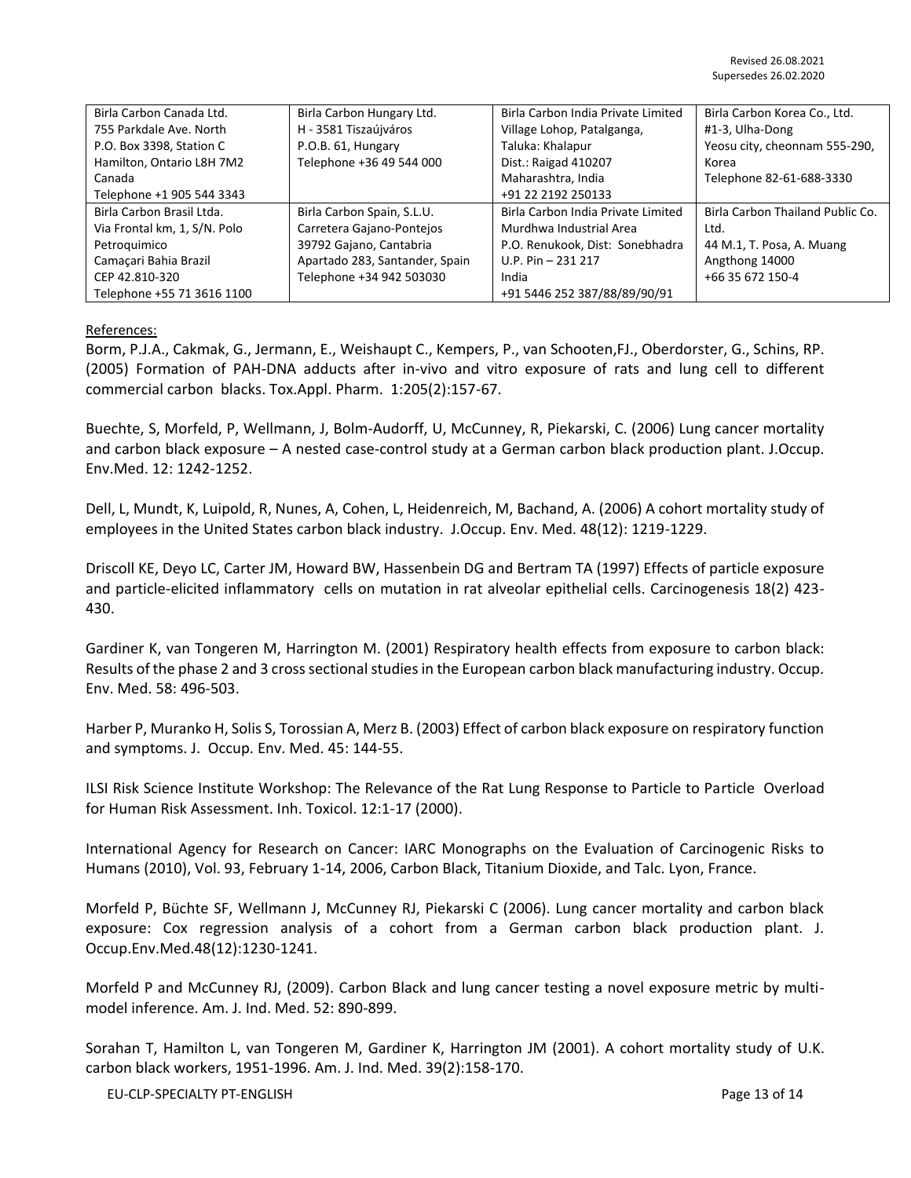| Birla Carbon Canada Ltd.<br>755 Parkdale Ave. North<br>P.O. Box 3398, Station C<br>Hamilton, Ontario L8H 7M2<br>Canada<br>Telephone +1 905 544 3343 | Birla Carbon Hungary Ltd.<br>H - 3581 Tiszaújváros<br>P.O.B. 61, Hungary<br>Telephone +36 49 544 000 | Birla Carbon India Private Limited<br>Village Lohop, Patalganga,<br>Taluka: Khalapur<br>Dist.: Raigad 410207<br>Maharashtra, India<br>+91 22 2192 250133 | Birla Carbon Korea Co., Ltd.<br>#1-3, Ulha-Dong<br>Yeosu city, cheonnam 555-290,<br>Korea<br>Telephone 82-61-688-3330 |
|---|---|---|---|
| Birla Carbon Brasil Ltda.<br>Via Frontal km, 1, S/N. Polo<br>Petroquimico<br>Camaçari Bahia Brazil<br>CEP 42.810-320<br>Telephone +55 71 3616 1100 | Birla Carbon Spain, S.L.U.<br>Carretera Gajano-Pontejos<br>39792 Gajano, Cantabria<br>Apartado 283, Santander, Spain<br>Telephone +34 942 503030 | Birla Carbon India Private Limited<br>Murdhwa Industrial Area<br>P.O. Renukook, Dist: Sonebhadra<br>U.P. Pin – 231 217<br>India<br>+91 5446 252 387/88/89/90/91 | Birla Carbon Thailand Public Co. Ltd.<br>44 M.1, T. Posa, A. Muang<br>Angthong 14000<br>+66 35 672 150-4 |

References:

Borm, P.J.A., Cakmak, G., Jermann, E., Weishaupt C., Kempers, P., van Schooten,FJ., Oberdorster, G., Schins, RP. (2005) Formation of PAH-DNA adducts after in-vivo and vitro exposure of rats and lung cell to different commercial carbon blacks. Tox.Appl. Pharm. 1:205(2):157-67.

Buechte, S, Morfeld, P, Wellmann, J, Bolm-Audorff, U, McCunney, R, Piekarski, C. (2006) Lung cancer mortality and carbon black exposure – A nested case-control study at a German carbon black production plant. J.Occup. Env.Med. 12: 1242-1252.

Dell, L, Mundt, K, Luipold, R, Nunes, A, Cohen, L, Heidenreich, M, Bachand, A. (2006) A cohort mortality study of employees in the United States carbon black industry. J.Occup. Env. Med. 48(12): 1219-1229.

Driscoll KE, Deyo LC, Carter JM, Howard BW, Hassenbein DG and Bertram TA (1997) Effects of particle exposure and particle-elicited inflammatory cells on mutation in rat alveolar epithelial cells. Carcinogenesis 18(2) 423-430.

Gardiner K, van Tongeren M, Harrington M. (2001) Respiratory health effects from exposure to carbon black: Results of the phase 2 and 3 cross sectional studies in the European carbon black manufacturing industry. Occup. Env. Med. 58: 496-503.

Harber P, Muranko H, Solis S, Torossian A, Merz B. (2003) Effect of carbon black exposure on respiratory function and symptoms. J. Occup. Env. Med. 45: 144-55.

ILSI Risk Science Institute Workshop: The Relevance of the Rat Lung Response to Particle to Particle Overload for Human Risk Assessment. Inh. Toxicol. 12:1-17 (2000).

International Agency for Research on Cancer: IARC Monographs on the Evaluation of Carcinogenic Risks to Humans (2010), Vol. 93, February 1-14, 2006, Carbon Black, Titanium Dioxide, and Talc. Lyon, France.

Morfeld P, Büchte SF, Wellmann J, McCunney RJ, Piekarski C (2006). Lung cancer mortality and carbon black exposure: Cox regression analysis of a cohort from a German carbon black production plant. J. Occup.Env.Med.48(12):1230-1241.

Morfeld P and McCunney RJ, (2009). Carbon Black and lung cancer testing a novel exposure metric by multi-model inference. Am. J. Ind. Med. 52: 890-899.

Sorahan T, Hamilton L, van Tongeren M, Gardiner K, Harrington JM (2001). A cohort mortality study of U.K. carbon black workers, 1951-1996. Am. J. Ind. Med. 39(2):158-170.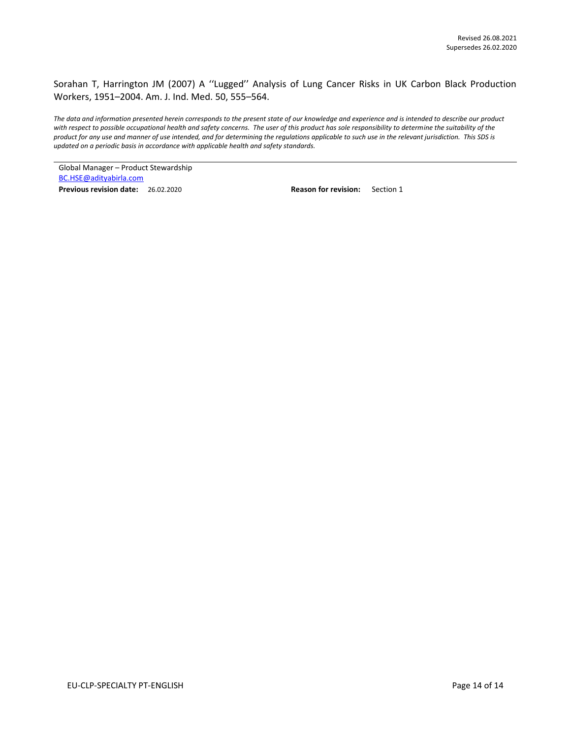Sorahan T, Harrington JM (2007) A ''Lugged'' Analysis of Lung Cancer Risks in UK Carbon Black Production Workers, 1951–2004. Am. J. Ind. Med. 50, 555–564.

*The data and information presented herein corresponds to the present state of our knowledge and experience and is intended to describe our product with respect to possible occupational health and safety concerns. The user of this product has sole responsibility to determine the suitability of the product for any use and manner of use intended, and for determining the regulations applicable to such use in the relevant jurisdiction. This SDS is updated on a periodic basis in accordance with applicable health and safety standards.*

---

Global Manager – Product Stewardship
BC.HSE@adityabirla.com

**Previous revision date:** 26.02.2020 **Reason for revision:** Section 1